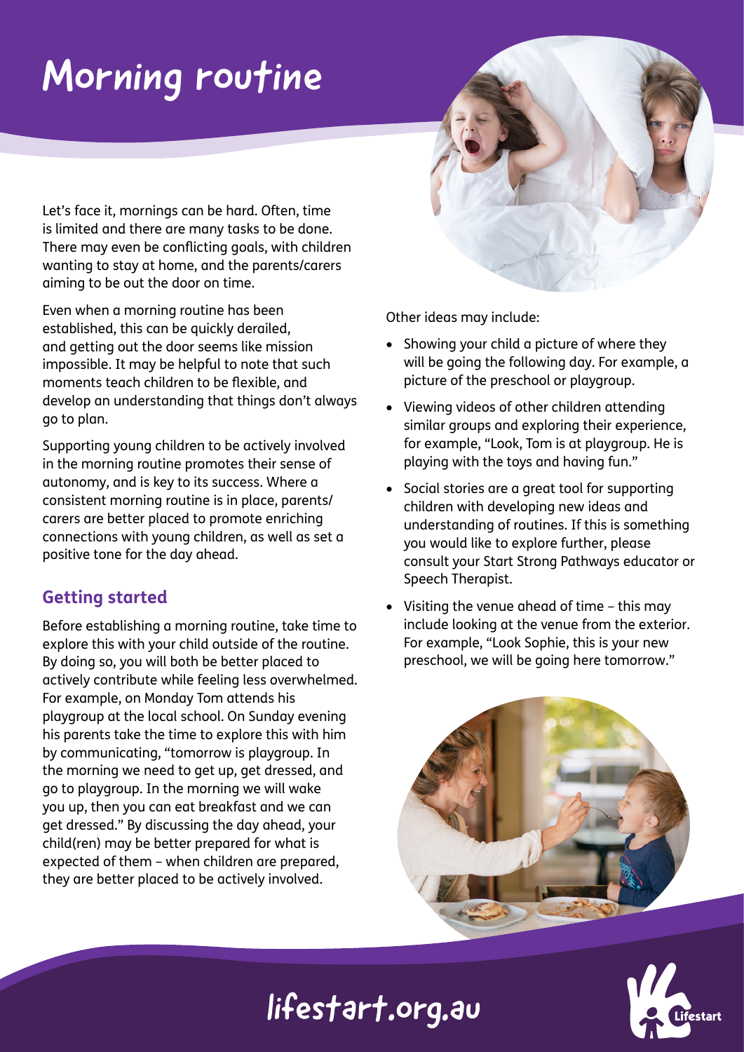# Morning routine

Let's face it, mornings can be hard. Often, time is limited and there are many tasks to be done. There may even be conflicting goals, with children wanting to stay at home, and the parents/carers aiming to be out the door on time.

Even when a morning routine has been established, this can be quickly derailed, and getting out the door seems like mission impossible. It may be helpful to note that such moments teach children to be flexible, and develop an understanding that things don't always go to plan.

Supporting young children to be actively involved in the morning routine promotes their sense of autonomy, and is key to its success. Where a consistent morning routine is in place, parents/carers are better placed to promote enriching connections with young children, as well as set a positive tone for the day ahead.

## Getting started

Before establishing a morning routine, take time to explore this with your child outside of the routine. By doing so, you will both be better placed to actively contribute while feeling less overwhelmed. For example, on Monday Tom attends his playgroup at the local school. On Sunday evening his parents take the time to explore this with him by communicating, "tomorrow is playgroup. In the morning we need to get up, get dressed, and go to playgroup. In the morning we will wake you up, then you can eat breakfast and we can get dressed." By discussing the day ahead, your child(ren) may be better prepared for what is expected of them – when children are prepared, they are better placed to be actively involved.

Other ideas may include:

- Showing your child a picture of where they will be going the following day. For example, a picture of the preschool or playgroup.
- Viewing videos of other children attending similar groups and exploring their experience, for example, "Look, Tom is at playgroup. He is playing with the toys and having fun."
- Social stories are a great tool for supporting children with developing new ideas and understanding of routines. If this is something you would like to explore further, please consult your Start Strong Pathways educator or Speech Therapist.
- Visiting the venue ahead of time – this may include looking at the venue from the exterior. For example, "Look Sophie, this is your new preschool, we will be going here tomorrow."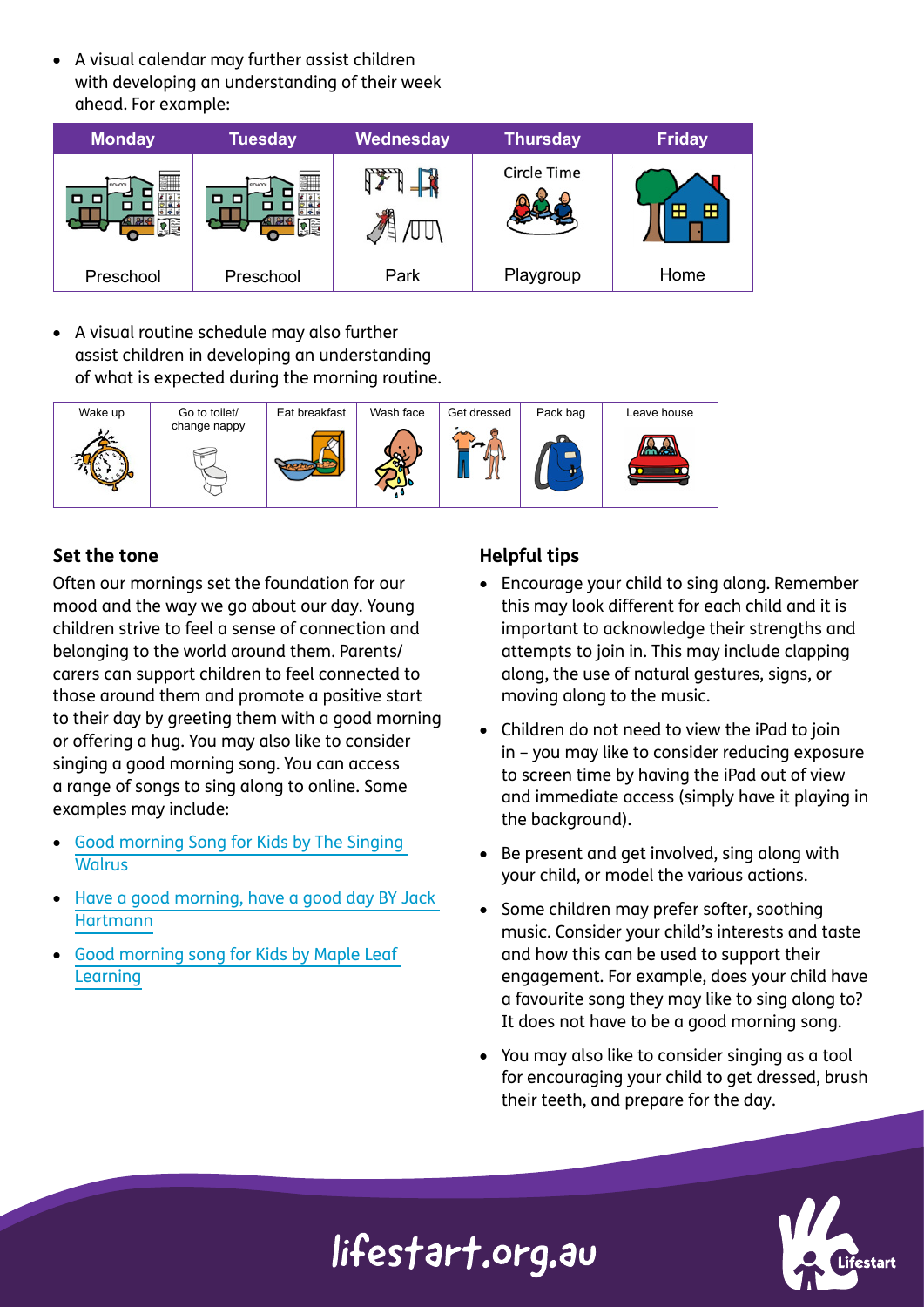- A visual calendar may further assist children with developing an understanding of their week ahead. For example:

| Monday | Tuesday | Wednesday | Thursday | Friday |
| --- | --- | --- | --- | --- |
| Preschool | Preschool | Park | Circle Time Playgroup | Home |

- A visual routine schedule may also further assist children in developing an understanding of what is expected during the morning routine.

| Wake up | Go to toilet/ change nappy | Eat breakfast | Wash face | Get dressed | Pack bag | Leave house |
| --- | --- | --- | --- | --- | --- | --- |

## Set the tone

Often our mornings set the foundation for our mood and the way we go about our day. Young children strive to feel a sense of connection and belonging to the world around them. Parents/ carers can support children to feel connected to those around them and promote a positive start to their day by greeting them with a good morning or offering a hug. You may also like to consider singing a good morning song. You can access a range of songs to sing along to online. Some examples may include:

- Good morning Song for Kids by The Singing Walrus
- Have a good morning, have a good day BY Jack Hartmann
- Good morning song for Kids by Maple Leaf Learning

## Helpful tips

- Encourage your child to sing along. Remember this may look different for each child and it is important to acknowledge their strengths and attempts to join in. This may include clapping along, the use of natural gestures, signs, or moving along to the music.
- Children do not need to view the iPad to join in – you may like to consider reducing exposure to screen time by having the iPad out of view and immediate access (simply have it playing in the background).
- Be present and get involved, sing along with your child, or model the various actions.
- Some children may prefer softer, soothing music. Consider your child's interests and taste and how this can be used to support their engagement. For example, does your child have a favourite song they may like to sing along to? It does not have to be a good morning song.
- You may also like to consider singing as a tool for encouraging your child to get dressed, brush their teeth, and prepare for the day.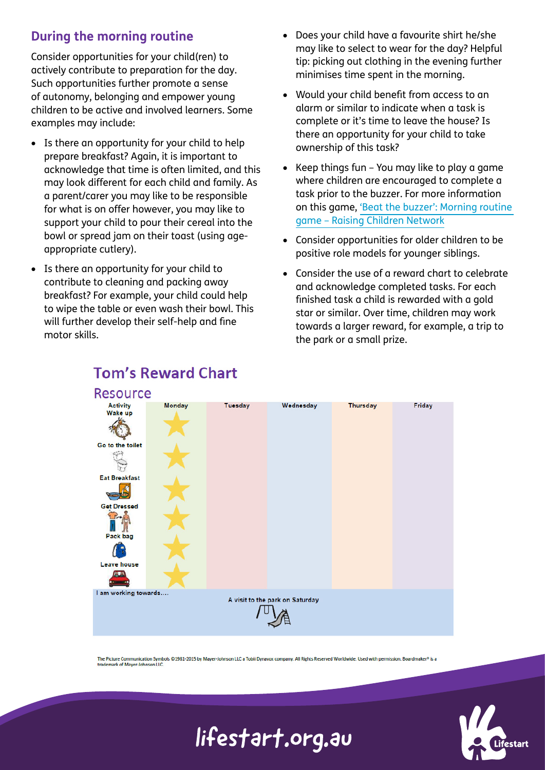## During the morning routine

Consider opportunities for your child(ren) to actively contribute to preparation for the day. Such opportunities further promote a sense of autonomy, belonging and empower young children to be active and involved learners. Some examples may include:

- Is there an opportunity for your child to help prepare breakfast? Again, it is important to acknowledge that time is often limited, and this may look different for each child and family. As a parent/carer you may like to be responsible for what is on offer however, you may like to support your child to pour their cereal into the bowl or spread jam on their toast (using age-appropriate cutlery).
- Is there an opportunity for your child to contribute to cleaning and packing away breakfast? For example, your child could help to wipe the table or even wash their bowl. This will further develop their self-help and fine motor skills.
- Does your child have a favourite shirt he/she may like to select to wear for the day? Helpful tip: picking out clothing in the evening further minimises time spent in the morning.
- Would your child benefit from access to an alarm or similar to indicate when a task is complete or it's time to leave the house? Is there an opportunity for your child to take ownership of this task?
- Keep things fun – You may like to play a game where children are encouraged to complete a task prior to the buzzer. For more information on this game, 'Beat the buzzer': Morning routine game – Raising Children Network
- Consider opportunities for older children to be positive role models for younger siblings.
- Consider the use of a reward chart to celebrate and acknowledge completed tasks. For each finished task a child is rewarded with a gold star or similar. Over time, children may work towards a larger reward, for example, a trip to the park or a small prize.

## Tom's Reward Chart

### Resource

| Activity | Monday | Tuesday | Wednesday | Thursday | Friday |
|---|---|---|---|---|---|
| Wake up | ★ | | | | |
| Go to the toilet | ★ | | | | |
| Eat Breakfast | ★ | | | | |
| Get Dressed | ★ | | | | |
| Pack bag | ★ | | | | |
| Leave house | ★ | | | | |
| I am working towards.... | A visit to the park on Saturday | | | | |

The Picture Communication Symbols ©1981-2015 by Mayer-Johnson LLC a Tobii Dynavox company. All Rights Reserved Worldwide. Used with permission. Boardmaker® is a trademark of Mayer-Johnson LLC.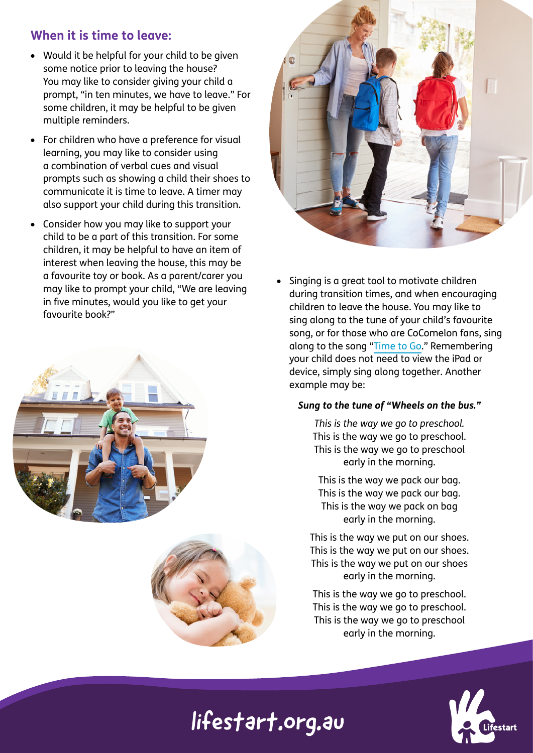## When it is time to leave:

- Would it be helpful for your child to be given some notice prior to leaving the house? You may like to consider giving your child a prompt, "in ten minutes, we have to leave." For some children, it may be helpful to be given multiple reminders.
- For children who have a preference for visual learning, you may like to consider using a combination of verbal cues and visual prompts such as showing a child their shoes to communicate it is time to leave. A timer may also support your child during this transition.
- Consider how you may like to support your child to be a part of this transition. For some children, it may be helpful to have an item of interest when leaving the house, this may be a favourite toy or book. As a parent/carer you may like to prompt your child, "We are leaving in five minutes, would you like to get your favourite book?"
- Singing is a great tool to motivate children during transition times, and when encouraging children to leave the house. You may like to sing along to the tune of your child's favourite song, or for those who are CoComelon fans, sing along to the song "Time to Go." Remembering your child does not need to view the iPad or device, simply sing along together. Another example may be:

***Sung to the tune of "Wheels on the bus."***

*This is the way we go to preschool.*
This is the way we go to preschool.
This is the way we go to preschool
early in the morning.

This is the way we pack our bag.
This is the way we pack our bag.
This is the way we pack on bag
early in the morning.

This is the way we put on our shoes.
This is the way we put on our shoes.
This is the way we put on our shoes
early in the morning.

This is the way we go to preschool.
This is the way we go to preschool.
This is the way we go to preschool
early in the morning.

lifestart.org.au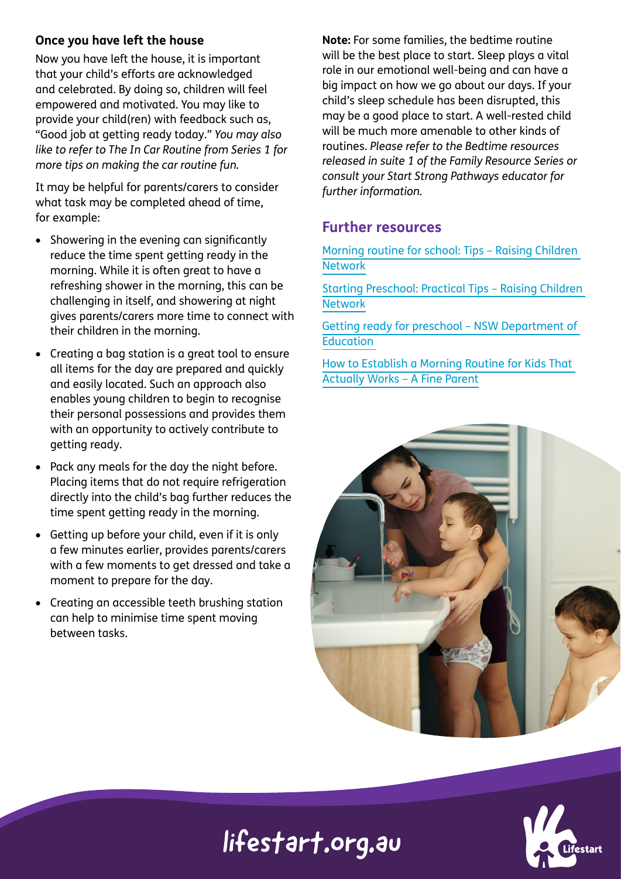### Once you have left the house

Now you have left the house, it is important that your child's efforts are acknowledged and celebrated. By doing so, children will feel empowered and motivated. You may like to provide your child(ren) with feedback such as, "Good job at getting ready today." *You may also like to refer to The In Car Routine from Series 1 for more tips on making the car routine fun.*

It may be helpful for parents/carers to consider what task may be completed ahead of time, for example:

- Showering in the evening can significantly reduce the time spent getting ready in the morning. While it is often great to have a refreshing shower in the morning, this can be challenging in itself, and showering at night gives parents/carers more time to connect with their children in the morning.
- Creating a bag station is a great tool to ensure all items for the day are prepared and quickly and easily located. Such an approach also enables young children to begin to recognise their personal possessions and provides them with an opportunity to actively contribute to getting ready.
- Pack any meals for the day the night before. Placing items that do not require refrigeration directly into the child's bag further reduces the time spent getting ready in the morning.
- Getting up before your child, even if it is only a few minutes earlier, provides parents/carers with a few moments to get dressed and take a moment to prepare for the day.
- Creating an accessible teeth brushing station can help to minimise time spent moving between tasks.

**Note:** For some families, the bedtime routine will be the best place to start. Sleep plays a vital role in our emotional well-being and can have a big impact on how we go about our days. If your child's sleep schedule has been disrupted, this may be a good place to start. A well-rested child will be much more amenable to other kinds of routines. *Please refer to the Bedtime resources released in suite 1 of the Family Resource Series or consult your Start Strong Pathways educator for further information.*

## Further resources

Morning routine for school: Tips – Raising Children Network

Starting Preschool: Practical Tips – Raising Children Network

Getting ready for preschool – NSW Department of Education

How to Establish a Morning Routine for Kids That Actually Works – A Fine Parent

lifestart.org.au